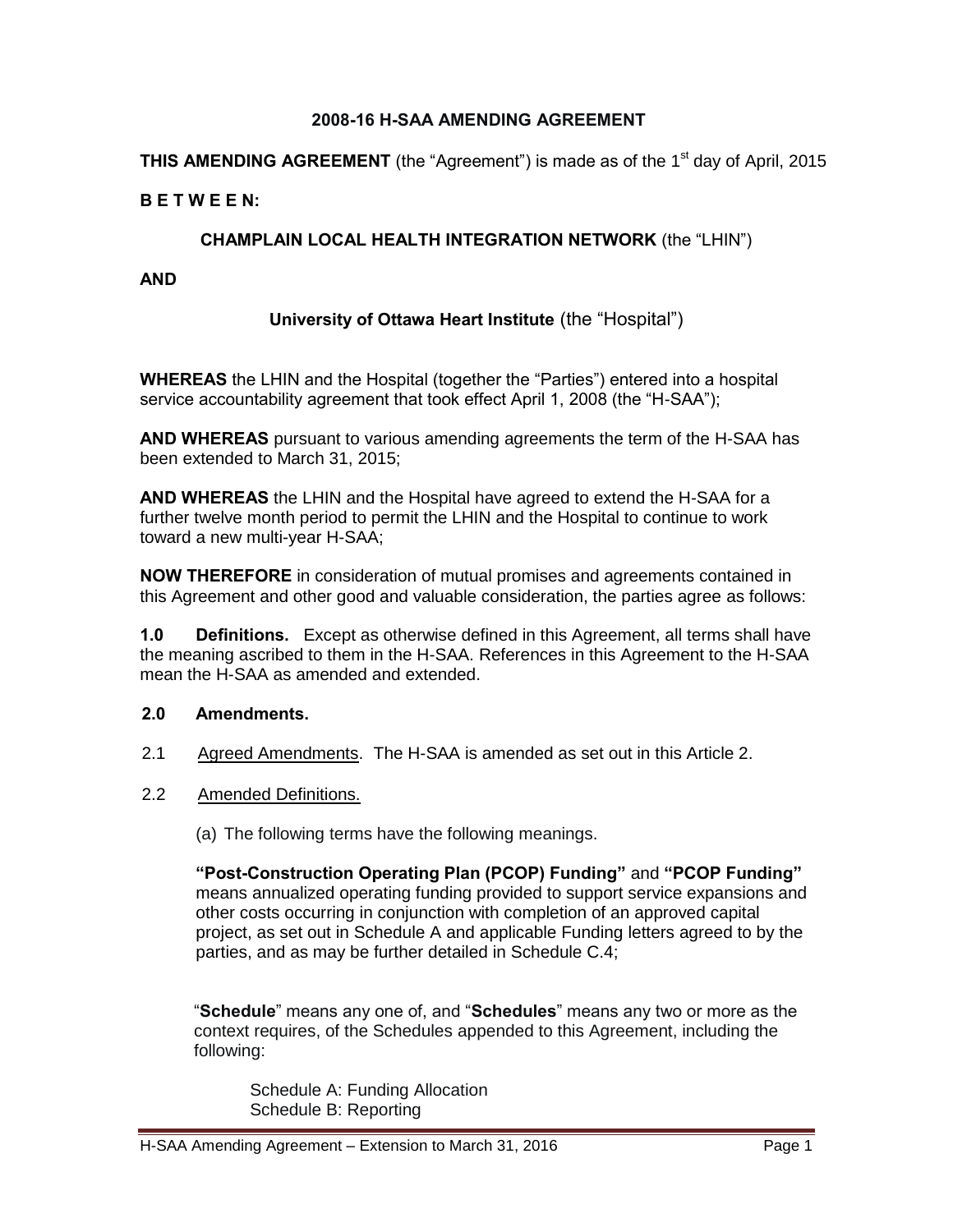# 2008-16 H-SAA AMENDING AGREEMENT

**THIS AMENDING AGREEMENT** (the "Agreement") is made as of the 1st day of April, 2015

**B E T W E E N:**

**CHAMPLAIN LOCAL HEALTH INTEGRATION NETWORK** (the "LHIN")

**AND**

**University of Ottawa Heart Institute** (the "Hospital")

**WHEREAS** the LHIN and the Hospital (together the "Parties") entered into a hospital service accountability agreement that took effect April 1, 2008 (the "H-SAA");

**AND WHEREAS** pursuant to various amending agreements the term of the H-SAA has been extended to March 31, 2015;

**AND WHEREAS** the LHIN and the Hospital have agreed to extend the H-SAA for a further twelve month period to permit the LHIN and the Hospital to continue to work toward a new multi-year H-SAA;

**NOW THEREFORE** in consideration of mutual promises and agreements contained in this Agreement and other good and valuable consideration, the parties agree as follows:

**1.0 Definitions.** Except as otherwise defined in this Agreement, all terms shall have the meaning ascribed to them in the H-SAA. References in this Agreement to the H-SAA mean the H-SAA as amended and extended.

**2.0 Amendments.**

2.1 Agreed Amendments. The H-SAA is amended as set out in this Article 2.

2.2 Amended Definitions.

(a) The following terms have the following meanings.

**"Post-Construction Operating Plan (PCOP) Funding"** and **"PCOP Funding"** means annualized operating funding provided to support service expansions and other costs occurring in conjunction with completion of an approved capital project, as set out in Schedule A and applicable Funding letters agreed to by the parties, and as may be further detailed in Schedule C.4;

"**Schedule**" means any one of, and "**Schedules**" means any two or more as the context requires, of the Schedules appended to this Agreement, including the following:

Schedule A: Funding Allocation
Schedule B: Reporting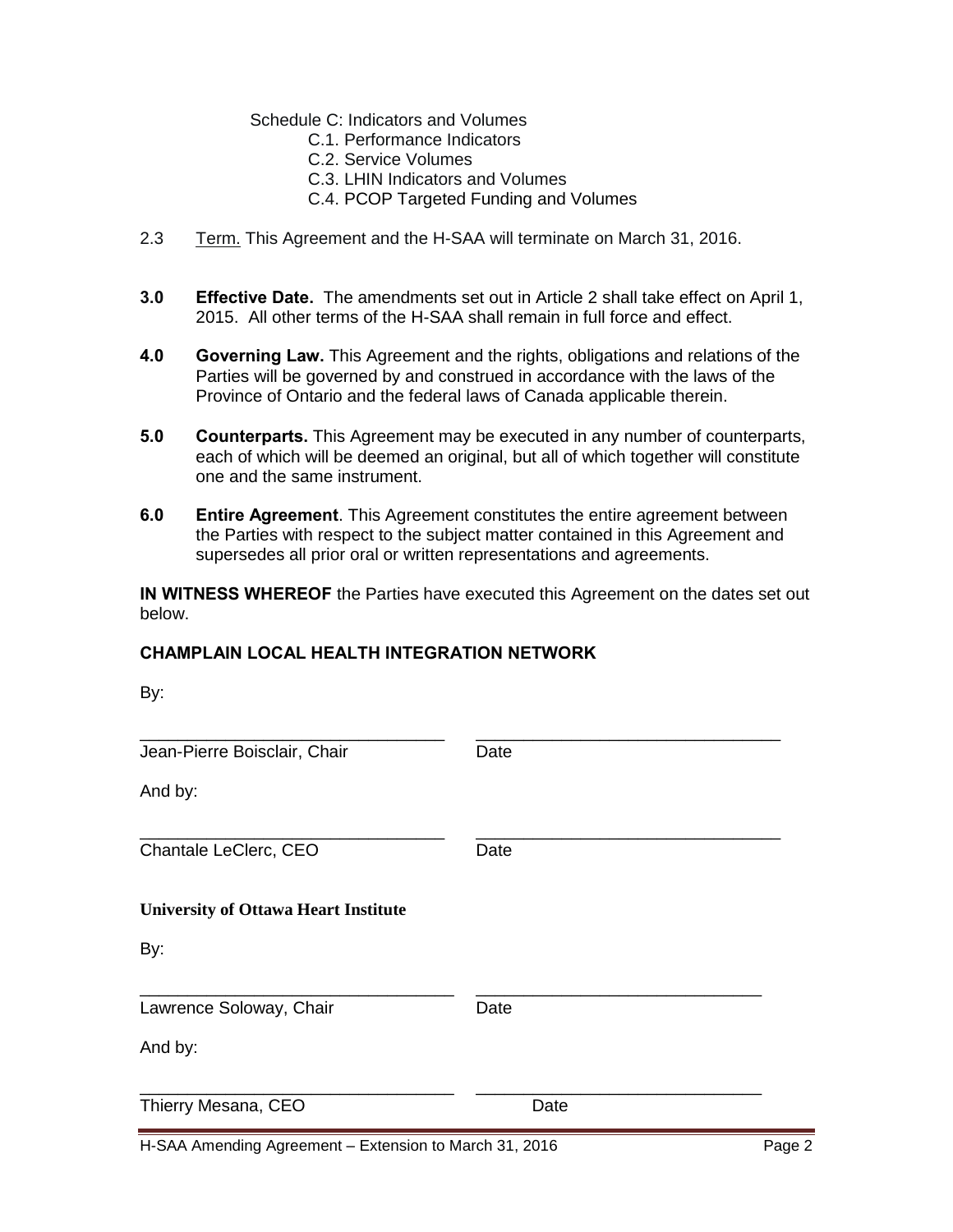Schedule C: Indicators and Volumes

- C.1. Performance Indicators
- C.2. Service Volumes
- C.3. LHIN Indicators and Volumes
- C.4. PCOP Targeted Funding and Volumes

2.3 Term. This Agreement and the H-SAA will terminate on March 31, 2016.

**3.0 Effective Date.** The amendments set out in Article 2 shall take effect on April 1, 2015. All other terms of the H-SAA shall remain in full force and effect.

**4.0 Governing Law.** This Agreement and the rights, obligations and relations of the Parties will be governed by and construed in accordance with the laws of the Province of Ontario and the federal laws of Canada applicable therein.

**5.0 Counterparts.** This Agreement may be executed in any number of counterparts, each of which will be deemed an original, but all of which together will constitute one and the same instrument.

**6.0 Entire Agreement**. This Agreement constitutes the entire agreement between the Parties with respect to the subject matter contained in this Agreement and supersedes all prior oral or written representations and agreements.

**IN WITNESS WHEREOF** the Parties have executed this Agreement on the dates set out below.

**CHAMPLAIN LOCAL HEALTH INTEGRATION NETWORK**

By:

_______________________________ _______________________________
Jean-Pierre Boisclair, Chair Date

And by:

_______________________________ _______________________________
Chantale LeClerc, CEO Date

**University of Ottawa Heart Institute**

By:

_______________________________ _______________________________
Lawrence Soloway, Chair Date

And by:

_______________________________ _______________________________
Thierry Mesana, CEO Date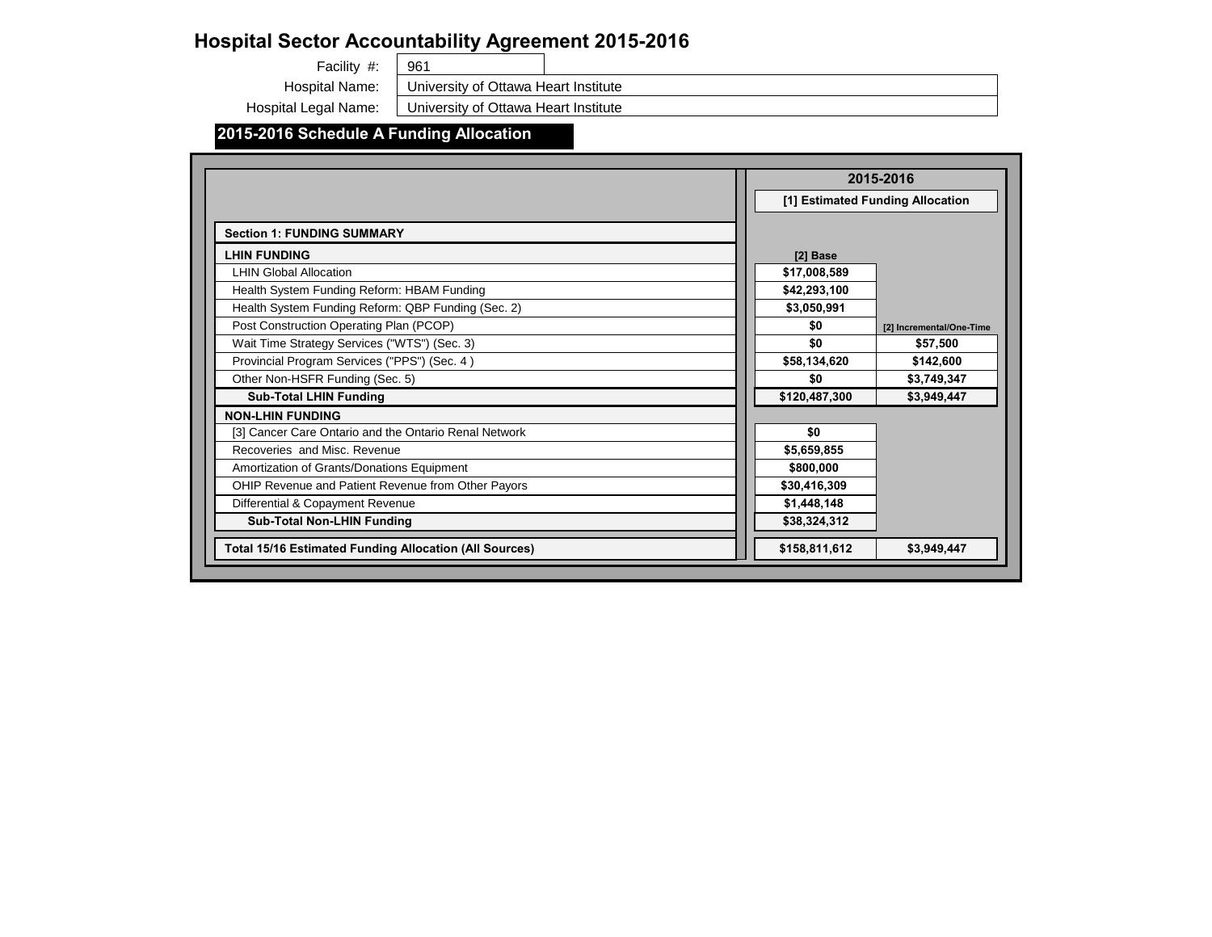# Hospital Sector Accountability Agreement 2015-2016

Facility #: 961

Hospital Name: University of Ottawa Heart Institute

Hospital Legal Name: University of Ottawa Heart Institute

## 2015-2016 Schedule A Funding Allocation

| | 2015-2016 | |
|---|---|---|
| | [1] Estimated Funding Allocation | |
| **Section 1: FUNDING SUMMARY** | | |
| **LHIN FUNDING** | **[2] Base** | |
| LHIN Global Allocation | **$17,008,589** | |
| Health System Funding Reform: HBAM Funding | **$42,293,100** | |
| Health System Funding Reform: QBP Funding (Sec. 2) | **$3,050,991** | |
| Post Construction Operating Plan (PCOP) | **$0** | **[2] Incremental/One-Time** |
| Wait Time Strategy Services ("WTS") (Sec. 3) | **$0** | **$57,500** |
| Provincial Program Services ("PPS") (Sec. 4 ) | **$58,134,620** | **$142,600** |
| Other Non-HSFR Funding (Sec. 5) | **$0** | **$3,749,347** |
| **Sub-Total LHIN Funding** | **$120,487,300** | **$3,949,447** |
| **NON-LHIN FUNDING** | | |
| [3] Cancer Care Ontario and the Ontario Renal Network | **$0** | |
| Recoveries and Misc. Revenue | **$5,659,855** | |
| Amortization of Grants/Donations Equipment | **$800,000** | |
| OHIP Revenue and Patient Revenue from Other Payors | **$30,416,309** | |
| Differential & Copayment Revenue | **$1,448,148** | |
| **Sub-Total Non-LHIN Funding** | **$38,324,312** | |
| **Total 15/16 Estimated Funding Allocation (All Sources)** | **$158,811,612** | **$3,949,447** |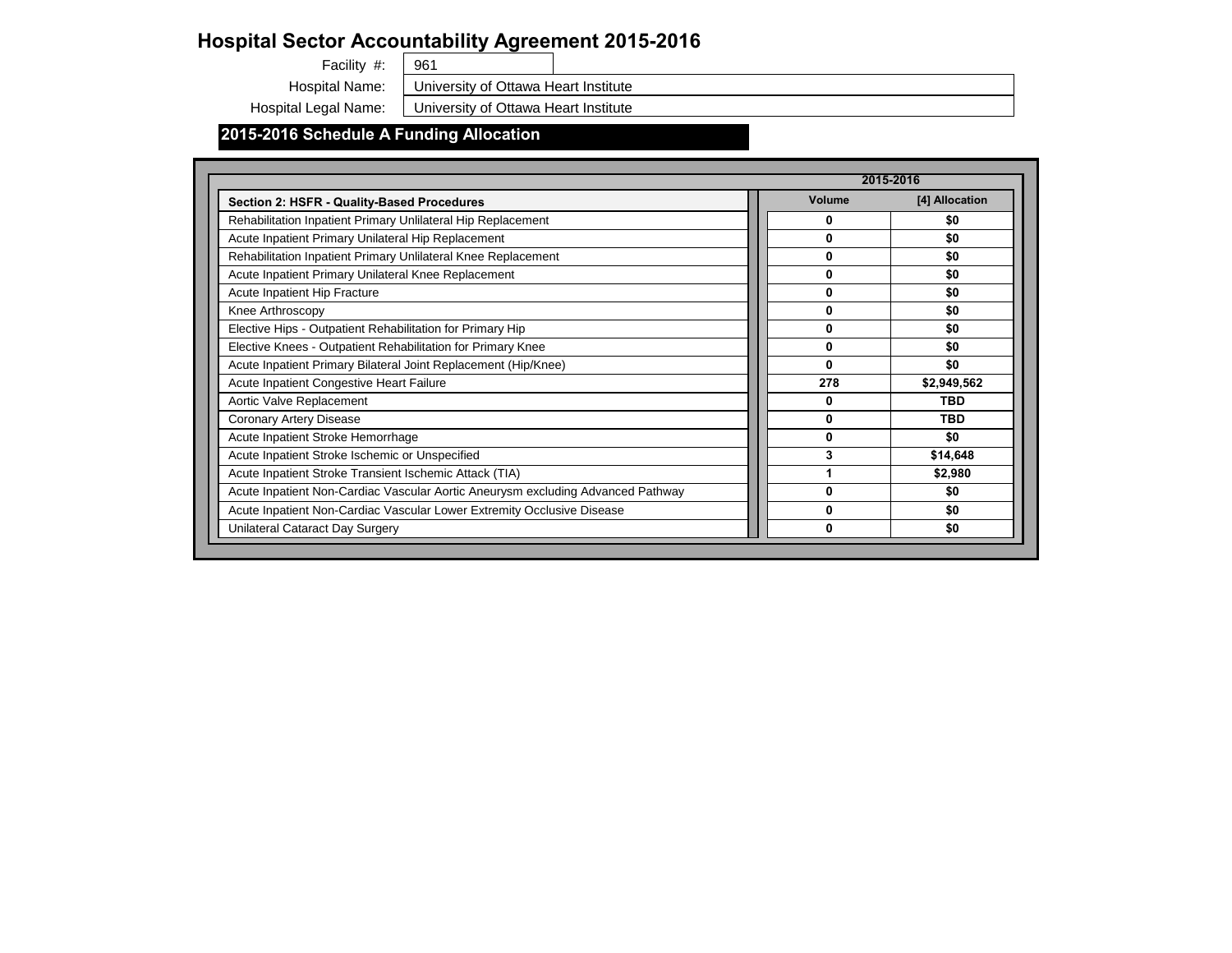# Hospital Sector Accountability Agreement 2015-2016

| | |
|---|---|
| Facility #: | 961 |
| Hospital Name: | University of Ottawa Heart Institute |
| Hospital Legal Name: | University of Ottawa Heart Institute |

## 2015-2016 Schedule A Funding Allocation

| | 2015-2016 | |
|---|---|---|
| **Section 2: HSFR - Quality-Based Procedures** | **Volume** | **[4] Allocation** |
| Rehabilitation Inpatient Primary Unlilateral Hip Replacement | **0** | **$0** |
| Acute Inpatient Primary Unilateral Hip Replacement | **0** | **$0** |
| Rehabilitation Inpatient Primary Unlilateral Knee Replacement | **0** | **$0** |
| Acute Inpatient Primary Unilateral Knee Replacement | **0** | **$0** |
| Acute Inpatient Hip Fracture | **0** | **$0** |
| Knee Arthroscopy | **0** | **$0** |
| Elective Hips - Outpatient Rehabilitation for Primary Hip | **0** | **$0** |
| Elective Knees - Outpatient Rehabilitation for Primary Knee | **0** | **$0** |
| Acute Inpatient Primary Bilateral Joint Replacement (Hip/Knee) | **0** | **$0** |
| Acute Inpatient Congestive Heart Failure | **278** | **$2,949,562** |
| Aortic Valve Replacement | **0** | **TBD** |
| Coronary Artery Disease | **0** | **TBD** |
| Acute Inpatient Stroke Hemorrhage | **0** | **$0** |
| Acute Inpatient Stroke Ischemic or Unspecified | **3** | **$14,648** |
| Acute Inpatient Stroke Transient Ischemic Attack (TIA) | **1** | **$2,980** |
| Acute Inpatient Non-Cardiac Vascular Aortic Aneurysm excluding Advanced Pathway | **0** | **$0** |
| Acute Inpatient Non-Cardiac Vascular Lower Extremity Occlusive Disease | **0** | **$0** |
| Unilateral Cataract Day Surgery | **0** | **$0** |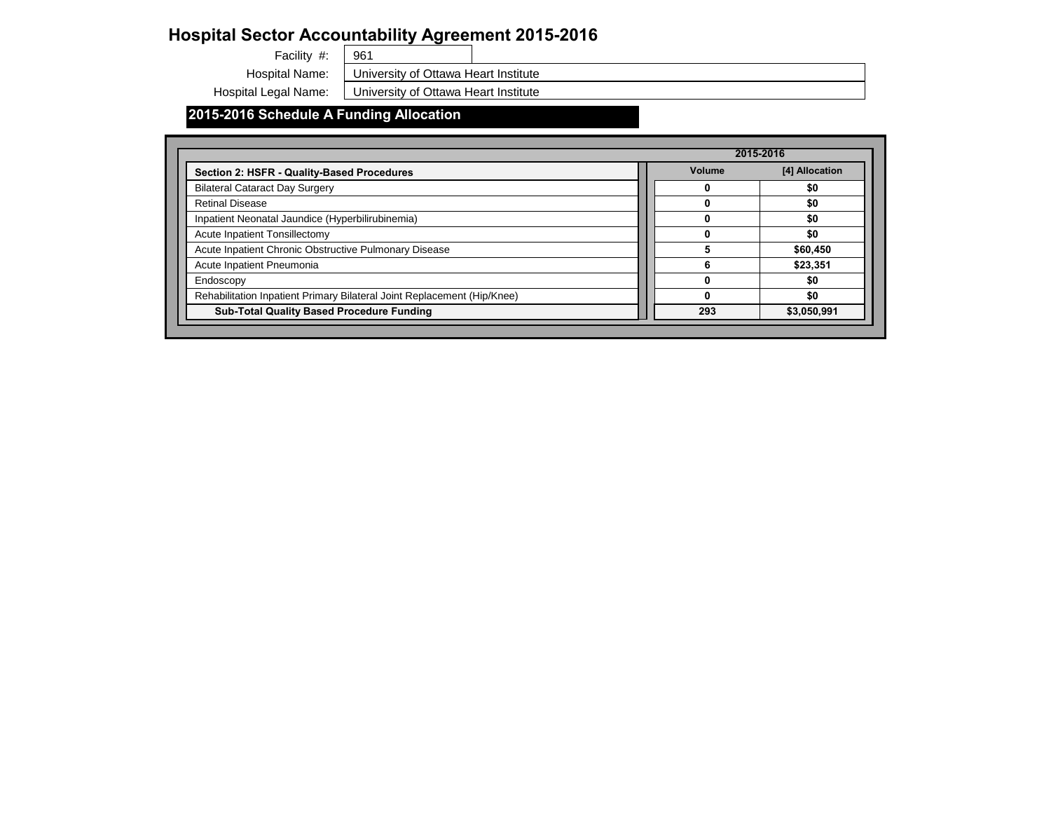# Hospital Sector Accountability Agreement 2015-2016

Facility #: 961

Hospital Name: University of Ottawa Heart Institute

Hospital Legal Name: University of Ottawa Heart Institute

## 2015-2016 Schedule A Funding Allocation

| Section 2: HSFR - Quality-Based Procedures | 2015-2016 Volume | 2015-2016 [4] Allocation |
|---|---|---|
| Bilateral Cataract Day Surgery | 0 | $0 |
| Retinal Disease | 0 | $0 |
| Inpatient Neonatal Jaundice (Hyperbilirubinemia) | 0 | $0 |
| Acute Inpatient Tonsillectomy | 0 | $0 |
| Acute Inpatient Chronic Obstructive Pulmonary Disease | 5 | $60,450 |
| Acute Inpatient Pneumonia | 6 | $23,351 |
| Endoscopy | 0 | $0 |
| Rehabilitation Inpatient Primary Bilateral Joint Replacement (Hip/Knee) | 0 | $0 |
| **Sub-Total Quality Based Procedure Funding** | **293** | **$3,050,991** |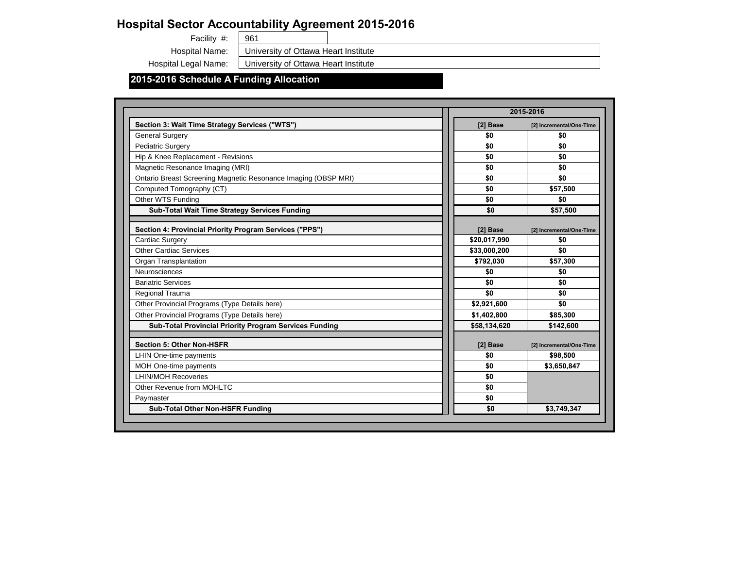# Hospital Sector Accountability Agreement 2015-2016

Facility #: 961

Hospital Name: University of Ottawa Heart Institute

Hospital Legal Name: University of Ottawa Heart Institute

## 2015-2016 Schedule A Funding Allocation

| | 2015-2016 | |
|---|---|---|
| **Section 3: Wait Time Strategy Services ("WTS")** | **[2] Base** | **[2] Incremental/One-Time** |
| General Surgery | $0 | $0 |
| Pediatric Surgery | $0 | $0 |
| Hip & Knee Replacement - Revisions | $0 | $0 |
| Magnetic Resonance Imaging (MRI) | $0 | $0 |
| Ontario Breast Screening Magnetic Resonance Imaging (OBSP MRI) | $0 | $0 |
| Computed Tomography (CT) | $0 | $57,500 |
| Other WTS Funding | $0 | $0 |
| **Sub-Total Wait Time Strategy Services Funding** | **$0** | **$57,500** |
| | | |
| **Section 4: Provincial Priority Program Services ("PPS")** | **[2] Base** | **[2] Incremental/One-Time** |
| Cardiac Surgery | $20,017,990 | $0 |
| Other Cardiac Services | $33,000,200 | $0 |
| Organ Transplantation | $792,030 | $57,300 |
| Neurosciences | $0 | $0 |
| Bariatric Services | $0 | $0 |
| Regional Trauma | $0 | $0 |
| Other Provincial Programs (Type Details here) | $2,921,600 | $0 |
| Other Provincial Programs (Type Details here) | $1,402,800 | $85,300 |
| **Sub-Total Provincial Priority Program Services Funding** | **$58,134,620** | **$142,600** |
| | | |
| **Section 5: Other Non-HSFR** | **[2] Base** | **[2] Incremental/One-Time** |
| LHIN One-time payments | $0 | $98,500 |
| MOH One-time payments | $0 | $3,650,847 |
| LHIN/MOH Recoveries | $0 | |
| Other Revenue from MOHLTC | $0 | |
| Paymaster | $0 | |
| **Sub-Total Other Non-HSFR Funding** | **$0** | **$3,749,347** |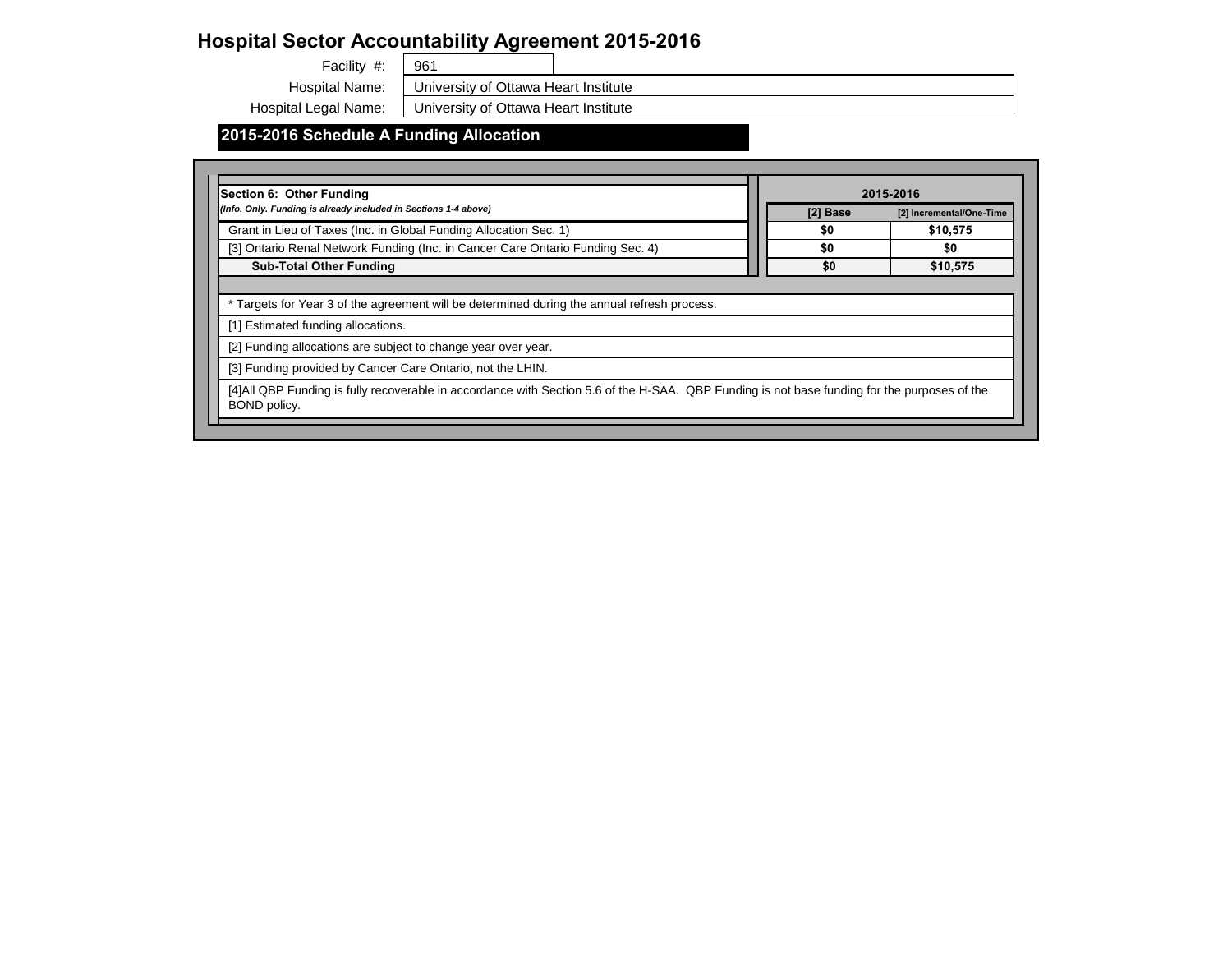# Hospital Sector Accountability Agreement 2015-2016

Facility #: 961

Hospital Name: University of Ottawa Heart Institute

Hospital Legal Name: University of Ottawa Heart Institute

## 2015-2016 Schedule A Funding Allocation

| Section 6: Other Funding<br>*(Info. Only. Funding is already included in Sections 1-4 above)* | 2015-2016 | |
|---|---|---|
| | [2] Base | [2] Incremental/One-Time |
| Grant in Lieu of Taxes (Inc. in Global Funding Allocation Sec. 1) | $0 | $10,575 |
| [3] Ontario Renal Network Funding (Inc. in Cancer Care Ontario Funding Sec. 4) | $0 | $0 |
| **Sub-Total Other Funding** | **$0** | **$10,575** |

* Targets for Year 3 of the agreement will be determined during the annual refresh process.

[1] Estimated funding allocations.

[2] Funding allocations are subject to change year over year.

[3] Funding provided by Cancer Care Ontario, not the LHIN.

[4]All QBP Funding is fully recoverable in accordance with Section 5.6 of the H-SAA. QBP Funding is not base funding for the purposes of the BOND policy.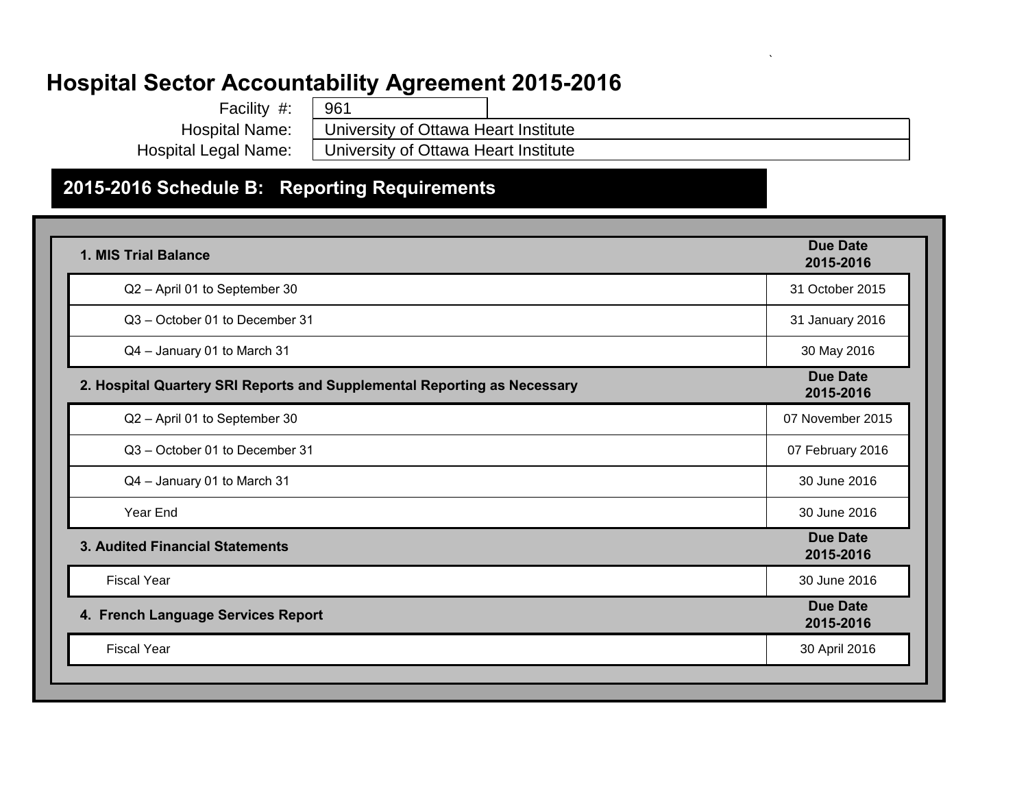# Hospital Sector Accountability Agreement 2015-2016

| | |
|---|---|
| Facility #: | 961 |
| Hospital Name: | University of Ottawa Heart Institute |
| Hospital Legal Name: | University of Ottawa Heart Institute |

## 2015-2016 Schedule B: Reporting Requirements

| 1. MIS Trial Balance | Due Date 2015-2016 |
|---|---|
| Q2 – April 01 to September 30 | 31 October 2015 |
| Q3 – October 01 to December 31 | 31 January 2016 |
| Q4 – January 01 to March 31 | 30 May 2016 |

| 2. Hospital Quartery SRI Reports and Supplemental Reporting as Necessary | Due Date 2015-2016 |
|---|---|
| Q2 – April 01 to September 30 | 07 November 2015 |
| Q3 – October 01 to December 31 | 07 February 2016 |
| Q4 – January 01 to March 31 | 30 June 2016 |
| Year End | 30 June 2016 |

| 3. Audited Financial Statements | Due Date 2015-2016 |
|---|---|
| Fiscal Year | 30 June 2016 |

| 4. French Language Services Report | Due Date 2015-2016 |
|---|---|
| Fiscal Year | 30 April 2016 |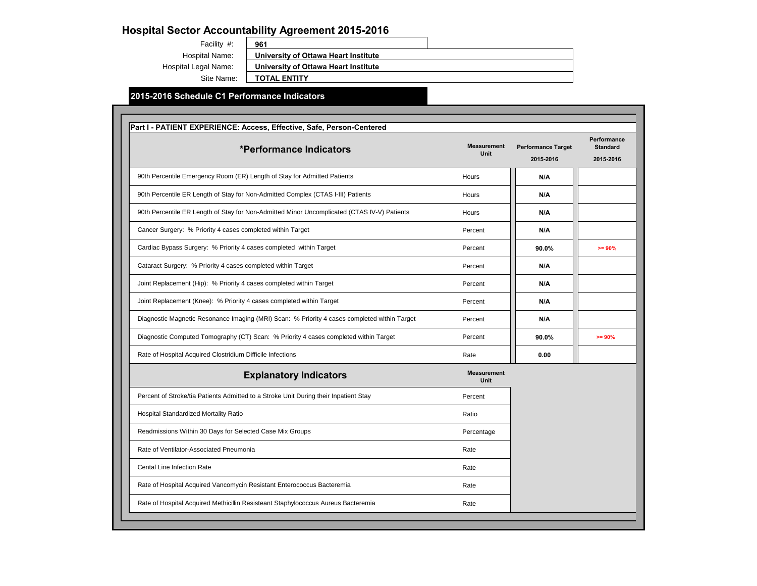# Hospital Sector Accountability Agreement 2015-2016

| | |
|---|---|
| Facility #: | **961** |
| Hospital Name: | **University of Ottawa Heart Institute** |
| Hospital Legal Name: | **University of Ottawa Heart Institute** |
| Site Name: | **TOTAL ENTITY** |

## 2015-2016 Schedule C1 Performance Indicators

### Part I - PATIENT EXPERIENCE: Access, Effective, Safe, Person-Centered

| *Performance Indicators | Measurement Unit | Performance Target 2015-2016 | Performance Standard 2015-2016 |
|---|---|---|---|
| 90th Percentile Emergency Room (ER) Length of Stay for Admitted Patients | Hours | **N/A** | |
| 90th Percentile ER Length of Stay for Non-Admitted Complex (CTAS I-III) Patients | Hours | **N/A** | |
| 90th Percentile ER Length of Stay for Non-Admitted Minor Uncomplicated (CTAS IV-V) Patients | Hours | **N/A** | |
| Cancer Surgery: % Priority 4 cases completed within Target | Percent | **N/A** | |
| Cardiac Bypass Surgery: % Priority 4 cases completed within Target | Percent | **90.0%** | >= 90% |
| Cataract Surgery: % Priority 4 cases completed within Target | Percent | **N/A** | |
| Joint Replacement (Hip): % Priority 4 cases completed within Target | Percent | **N/A** | |
| Joint Replacement (Knee): % Priority 4 cases completed within Target | Percent | **N/A** | |
| Diagnostic Magnetic Resonance Imaging (MRI) Scan: % Priority 4 cases completed within Target | Percent | **N/A** | |
| Diagnostic Computed Tomography (CT) Scan: % Priority 4 cases completed within Target | Percent | **90.0%** | >= 90% |
| Rate of Hospital Acquired Clostridium Difficile Infections | Rate | **0.00** | |

| Explanatory Indicators | Measurement Unit |
|---|---|
| Percent of Stroke/tia Patients Admitted to a Stroke Unit During their Inpatient Stay | Percent |
| Hospital Standardized Mortality Ratio | Ratio |
| Readmissions Within 30 Days for Selected Case Mix Groups | Percentage |
| Rate of Ventilator-Associated Pneumonia | Rate |
| Cental Line Infection Rate | Rate |
| Rate of Hospital Acquired Vancomycin Resistant Enterococcus Bacteremia | Rate |
| Rate of Hospital Acquired Methicillin Resisteant Staphylococcus Aureus Bacteremia | Rate |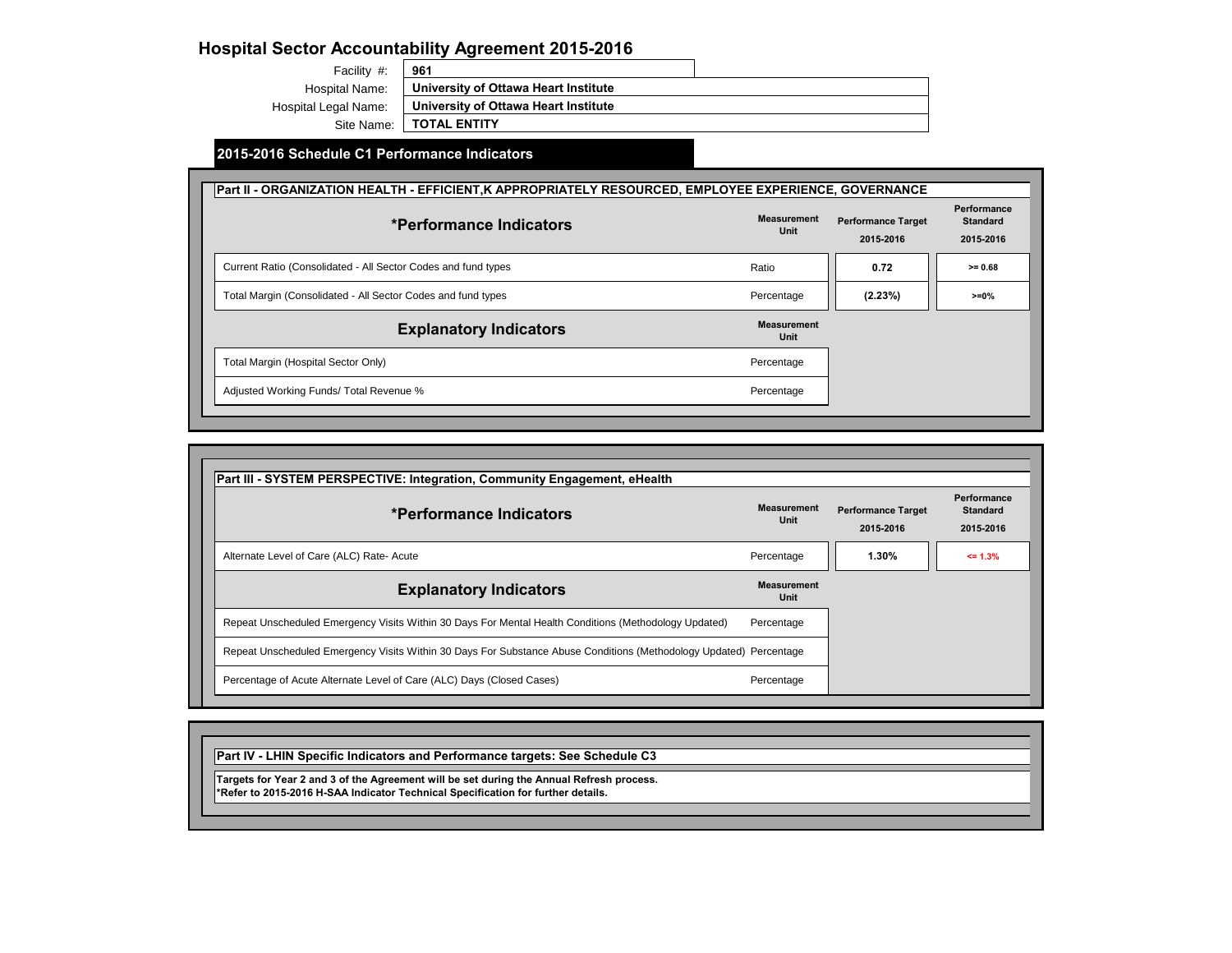# Hospital Sector Accountability Agreement 2015-2016

| | |
|---|---|
| Facility #: | **961** |
| Hospital Name: | **University of Ottawa Heart Institute** |
| Hospital Legal Name: | **University of Ottawa Heart Institute** |
| Site Name: | **TOTAL ENTITY** |

## 2015-2016 Schedule C1 Performance Indicators

### Part II - ORGANIZATION HEALTH - EFFICIENT,K APPROPRIATELY RESOURCED, EMPLOYEE EXPERIENCE, GOVERNANCE

| *Performance Indicators | Measurement Unit | Performance Target 2015-2016 | Performance Standard 2015-2016 |
|---|---|---|---|
| Current Ratio (Consolidated - All Sector Codes and fund types | Ratio | **0.72** | **>= 0.68** |
| Total Margin (Consolidated - All Sector Codes and fund types | Percentage | **(2.23%)** | **>=0%** |

| Explanatory Indicators | Measurement Unit |
|---|---|
| Total Margin (Hospital Sector Only) | Percentage |
| Adjusted Working Funds/ Total Revenue % | Percentage |

### Part III - SYSTEM PERSPECTIVE: Integration, Community Engagement, eHealth

| *Performance Indicators | Measurement Unit | Performance Target 2015-2016 | Performance Standard 2015-2016 |
|---|---|---|---|
| Alternate Level of Care (ALC) Rate- Acute | Percentage | **1.30%** | **<= 1.3%** |

| Explanatory Indicators | Measurement Unit |
|---|---|
| Repeat Unscheduled Emergency Visits Within 30 Days For Mental Health Conditions (Methodology Updated) | Percentage |
| Repeat Unscheduled Emergency Visits Within 30 Days For Substance Abuse Conditions (Methodology Updated) | Percentage |
| Percentage of Acute Alternate Level of Care (ALC) Days (Closed Cases) | Percentage |

### Part IV - LHIN Specific Indicators and Performance targets: See Schedule C3

**Targets for Year 2 and 3 of the Agreement will be set during the Annual Refresh process.**
***Refer to 2015-2016 H-SAA Indicator Technical Specification for further details.**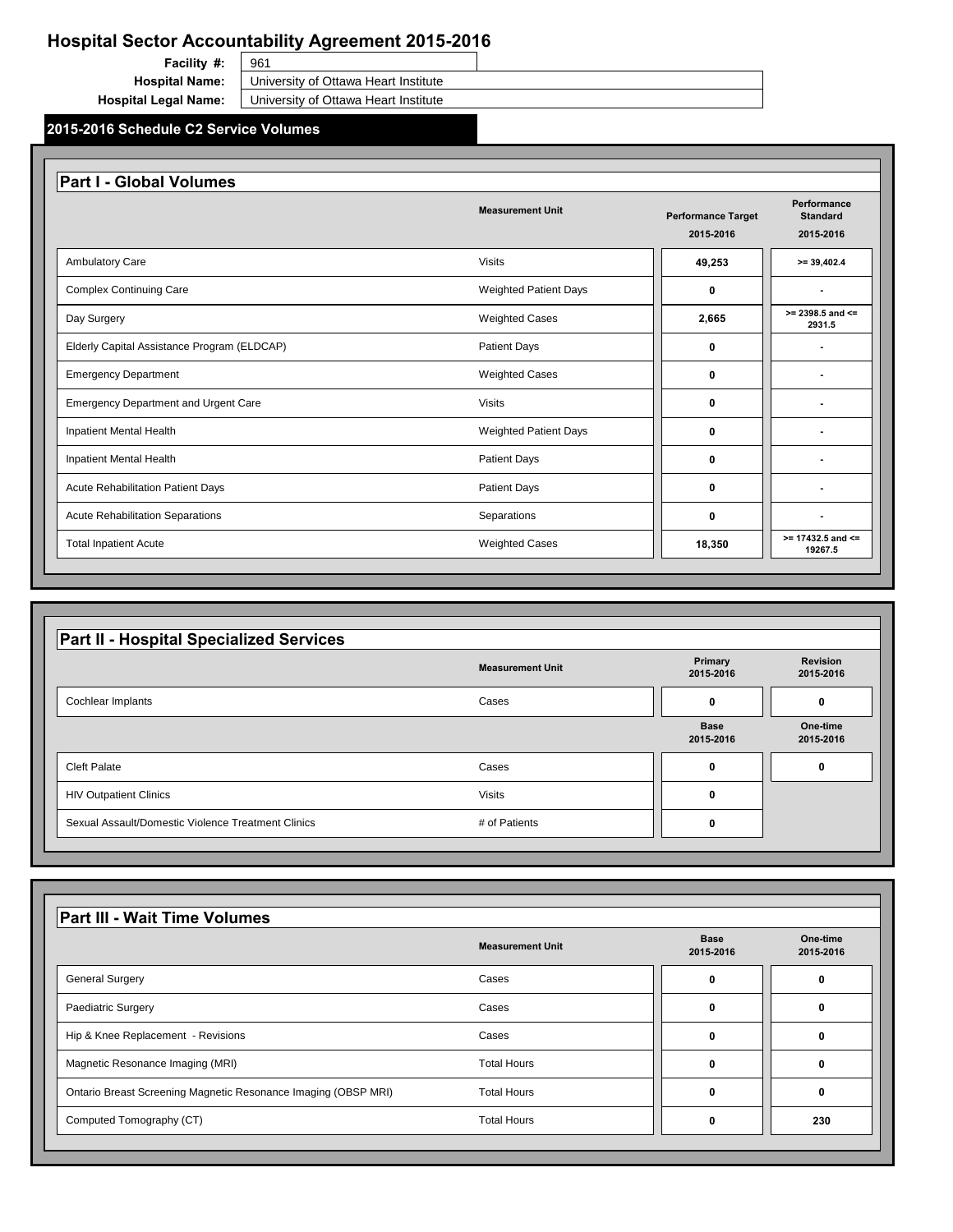# Hospital Sector Accountability Agreement 2015-2016

**Facility #:** 961

**Hospital Name:** University of Ottawa Heart Institute

**Hospital Legal Name:** University of Ottawa Heart Institute

## 2015-2016 Schedule C2 Service Volumes

### Part I - Global Volumes

| | Measurement Unit | Performance Target 2015-2016 | Performance Standard 2015-2016 |
|---|---|---|---|
| Ambulatory Care | Visits | 49,253 | >= 39,402.4 |
| Complex Continuing Care | Weighted Patient Days | 0 | - |
| Day Surgery | Weighted Cases | 2,665 | >= 2398.5 and <= 2931.5 |
| Elderly Capital Assistance Program (ELDCAP) | Patient Days | 0 | - |
| Emergency Department | Weighted Cases | 0 | - |
| Emergency Department and Urgent Care | Visits | 0 | - |
| Inpatient Mental Health | Weighted Patient Days | 0 | - |
| Inpatient Mental Health | Patient Days | 0 | - |
| Acute Rehabilitation Patient Days | Patient Days | 0 | - |
| Acute Rehabilitation Separations | Separations | 0 | - |
| Total Inpatient Acute | Weighted Cases | 18,350 | >= 17432.5 and <= 19267.5 |

### Part II - Hospital Specialized Services

| | Measurement Unit | Primary 2015-2016 | Revision 2015-2016 |
|---|---|---|---|
| Cochlear Implants | Cases | 0 | 0 |
| | | **Base 2015-2016** | **One-time 2015-2016** |
| Cleft Palate | Cases | 0 | 0 |
| HIV Outpatient Clinics | Visits | 0 | |
| Sexual Assault/Domestic Violence Treatment Clinics | # of Patients | 0 | |

### Part III - Wait Time Volumes

| | Measurement Unit | Base 2015-2016 | One-time 2015-2016 |
|---|---|---|---|
| General Surgery | Cases | 0 | 0 |
| Paediatric Surgery | Cases | 0 | 0 |
| Hip & Knee Replacement - Revisions | Cases | 0 | 0 |
| Magnetic Resonance Imaging (MRI) | Total Hours | 0 | 0 |
| Ontario Breast Screening Magnetic Resonance Imaging (OBSP MRI) | Total Hours | 0 | 0 |
| Computed Tomography (CT) | Total Hours | 0 | 230 |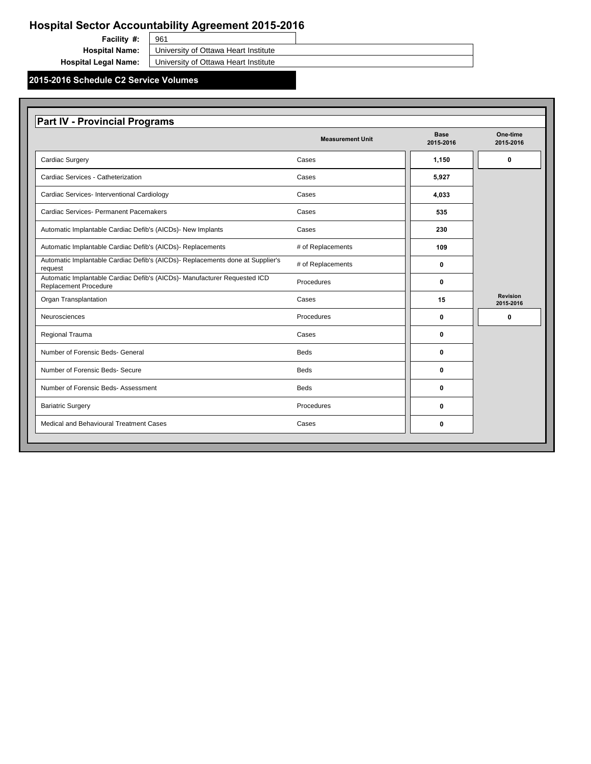# Hospital Sector Accountability Agreement 2015-2016

**Facility #:** 961

**Hospital Name:** University of Ottawa Heart Institute

**Hospital Legal Name:** University of Ottawa Heart Institute

## 2015-2016 Schedule C2 Service Volumes

### Part IV - Provincial Programs

| | Measurement Unit | Base 2015-2016 | One-time 2015-2016 |
|---|---|---|---|
| Cardiac Surgery | Cases | 1,150 | 0 |
| Cardiac Services - Catheterization | Cases | 5,927 | |
| Cardiac Services- Interventional Cardiology | Cases | 4,033 | |
| Cardiac Services- Permanent Pacemakers | Cases | 535 | |
| Automatic Implantable Cardiac Defib's (AICDs)- New Implants | Cases | 230 | |
| Automatic Implantable Cardiac Defib's (AICDs)- Replacements | # of Replacements | 109 | |
| Automatic Implantable Cardiac Defib's (AICDs)- Replacements done at Supplier's request | # of Replacements | 0 | |
| Automatic Implantable Cardiac Defib's (AICDs)- Manufacturer Requested ICD Replacement Procedure | Procedures | 0 | |
| Organ Transplantation | Cases | 15 | **Revision 2015-2016** |
| Neurosciences | Procedures | 0 | 0 |
| Regional Trauma | Cases | 0 | |
| Number of Forensic Beds- General | Beds | 0 | |
| Number of Forensic Beds- Secure | Beds | 0 | |
| Number of Forensic Beds- Assessment | Beds | 0 | |
| Bariatric Surgery | Procedures | 0 | |
| Medical and Behavioural Treatment Cases | Cases | 0 | |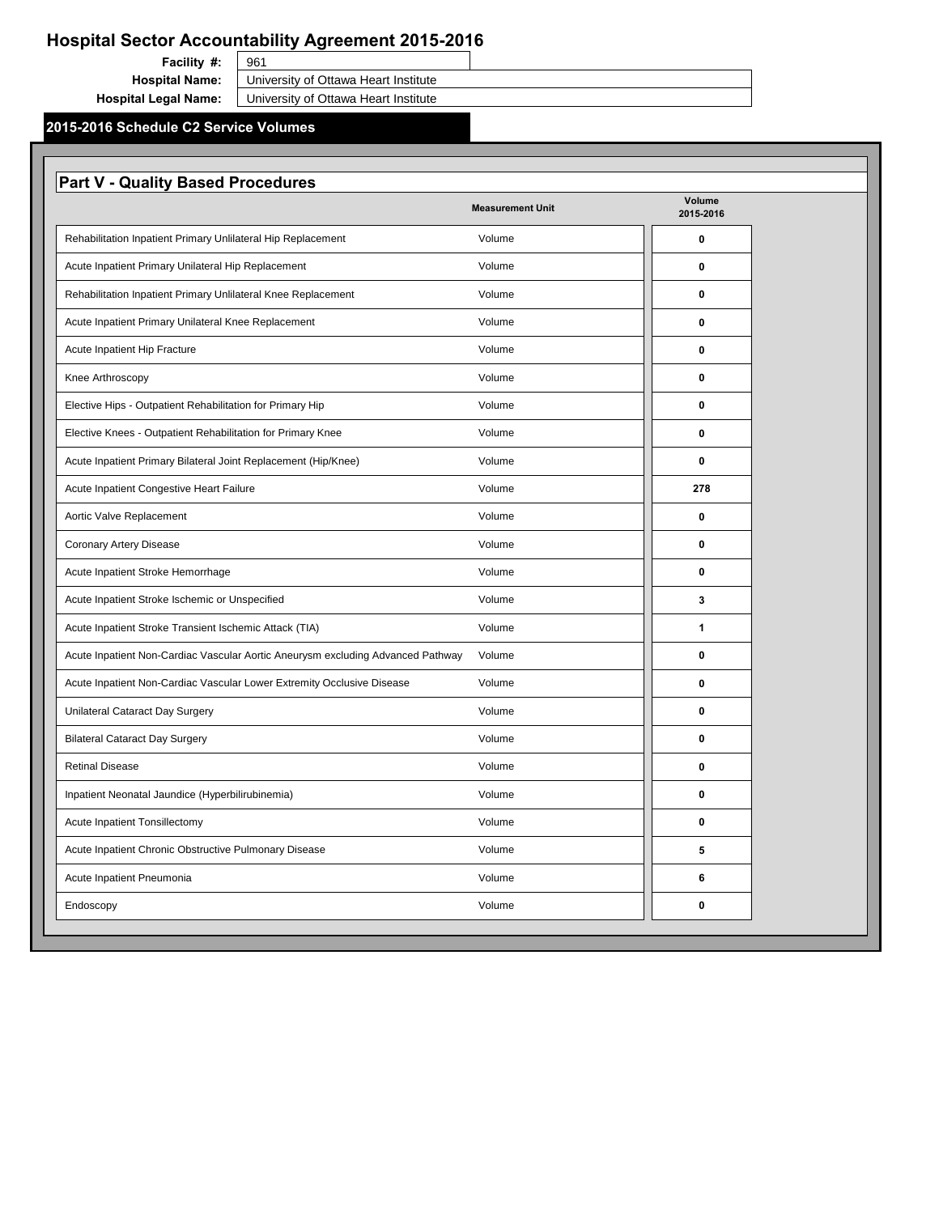# Hospital Sector Accountability Agreement 2015-2016

**Facility #:** 961

**Hospital Name:** University of Ottawa Heart Institute

**Hospital Legal Name:** University of Ottawa Heart Institute

## 2015-2016 Schedule C2 Service Volumes

### Part V - Quality Based Procedures

| | Measurement Unit | Volume 2015-2016 |
|---|---|---|
| Rehabilitation Inpatient Primary Unlilateral Hip Replacement | Volume | 0 |
| Acute Inpatient Primary Unilateral Hip Replacement | Volume | 0 |
| Rehabilitation Inpatient Primary Unlilateral Knee Replacement | Volume | 0 |
| Acute Inpatient Primary Unilateral Knee Replacement | Volume | 0 |
| Acute Inpatient Hip Fracture | Volume | 0 |
| Knee Arthroscopy | Volume | 0 |
| Elective Hips - Outpatient Rehabilitation for Primary Hip | Volume | 0 |
| Elective Knees - Outpatient Rehabilitation for Primary Knee | Volume | 0 |
| Acute Inpatient Primary Bilateral Joint Replacement (Hip/Knee) | Volume | 0 |
| Acute Inpatient Congestive Heart Failure | Volume | 278 |
| Aortic Valve Replacement | Volume | 0 |
| Coronary Artery Disease | Volume | 0 |
| Acute Inpatient Stroke Hemorrhage | Volume | 0 |
| Acute Inpatient Stroke Ischemic or Unspecified | Volume | 3 |
| Acute Inpatient Stroke Transient Ischemic Attack (TIA) | Volume | 1 |
| Acute Inpatient Non-Cardiac Vascular Aortic Aneurysm excluding Advanced Pathway | Volume | 0 |
| Acute Inpatient Non-Cardiac Vascular Lower Extremity Occlusive Disease | Volume | 0 |
| Unilateral Cataract Day Surgery | Volume | 0 |
| Bilateral Cataract Day Surgery | Volume | 0 |
| Retinal Disease | Volume | 0 |
| Inpatient Neonatal Jaundice (Hyperbilirubinemia) | Volume | 0 |
| Acute Inpatient Tonsillectomy | Volume | 0 |
| Acute Inpatient Chronic Obstructive Pulmonary Disease | Volume | 5 |
| Acute Inpatient Pneumonia | Volume | 6 |
| Endoscopy | Volume | 0 |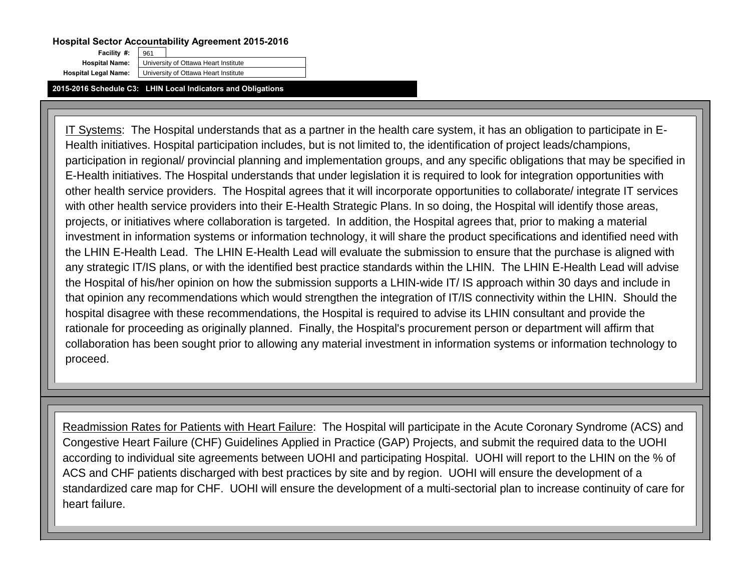**Hospital Sector Accountability Agreement 2015-2016**

| | |
|---|---|
| **Facility #:** | 961 |
| **Hospital Name:** | University of Ottawa Heart Institute |
| **Hospital Legal Name:** | University of Ottawa Heart Institute |

**2015-2016 Schedule C3: LHIN Local Indicators and Obligations**

IT Systems: The Hospital understands that as a partner in the health care system, it has an obligation to participate in E-Health initiatives. Hospital participation includes, but is not limited to, the identification of project leads/champions, participation in regional/ provincial planning and implementation groups, and any specific obligations that may be specified in E-Health initiatives. The Hospital understands that under legislation it is required to look for integration opportunities with other health service providers. The Hospital agrees that it will incorporate opportunities to collaborate/ integrate IT services with other health service providers into their E-Health Strategic Plans. In so doing, the Hospital will identify those areas, projects, or initiatives where collaboration is targeted. In addition, the Hospital agrees that, prior to making a material investment in information systems or information technology, it will share the product specifications and identified need with the LHIN E-Health Lead. The LHIN E-Health Lead will evaluate the submission to ensure that the purchase is aligned with any strategic IT/IS plans, or with the identified best practice standards within the LHIN. The LHIN E-Health Lead will advise the Hospital of his/her opinion on how the submission supports a LHIN-wide IT/ IS approach within 30 days and include in that opinion any recommendations which would strengthen the integration of IT/IS connectivity within the LHIN. Should the hospital disagree with these recommendations, the Hospital is required to advise its LHIN consultant and provide the rationale for proceeding as originally planned. Finally, the Hospital's procurement person or department will affirm that collaboration has been sought prior to allowing any material investment in information systems or information technology to proceed.

Readmission Rates for Patients with Heart Failure: The Hospital will participate in the Acute Coronary Syndrome (ACS) and Congestive Heart Failure (CHF) Guidelines Applied in Practice (GAP) Projects, and submit the required data to the UOHI according to individual site agreements between UOHI and participating Hospital. UOHI will report to the LHIN on the % of ACS and CHF patients discharged with best practices by site and by region. UOHI will ensure the development of a standardized care map for CHF. UOHI will ensure the development of a multi-sectorial plan to increase continuity of care for heart failure.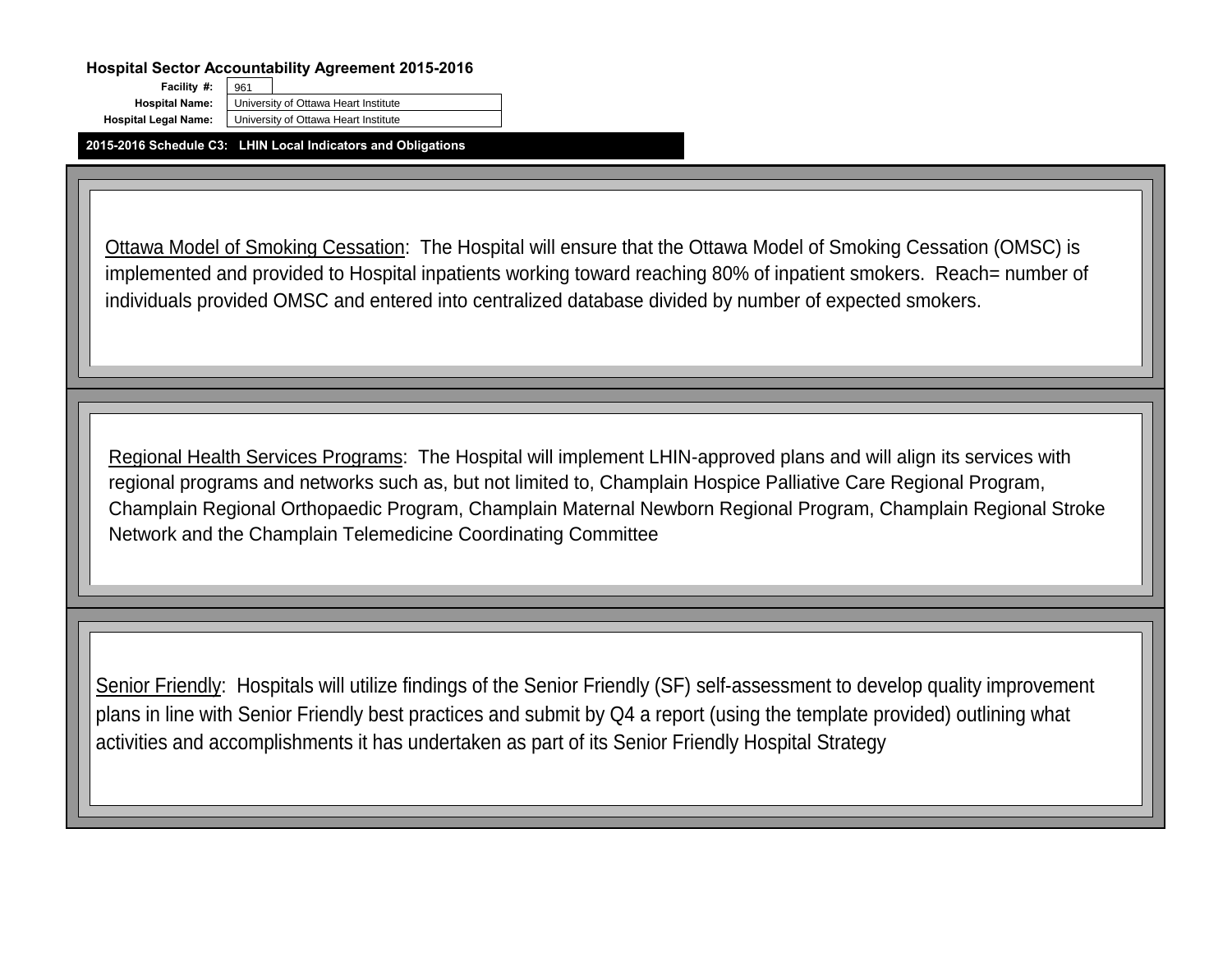**Hospital Sector Accountability Agreement 2015-2016**

| | |
|---|---|
| **Facility #:** | 961 |
| **Hospital Name:** | University of Ottawa Heart Institute |
| **Hospital Legal Name:** | University of Ottawa Heart Institute |

**2015-2016 Schedule C3: LHIN Local Indicators and Obligations**

Ottawa Model of Smoking Cessation: The Hospital will ensure that the Ottawa Model of Smoking Cessation (OMSC) is implemented and provided to Hospital inpatients working toward reaching 80% of inpatient smokers. Reach= number of individuals provided OMSC and entered into centralized database divided by number of expected smokers.

Regional Health Services Programs: The Hospital will implement LHIN-approved plans and will align its services with regional programs and networks such as, but not limited to, Champlain Hospice Palliative Care Regional Program, Champlain Regional Orthopaedic Program, Champlain Maternal Newborn Regional Program, Champlain Regional Stroke Network and the Champlain Telemedicine Coordinating Committee

Senior Friendly: Hospitals will utilize findings of the Senior Friendly (SF) self-assessment to develop quality improvement plans in line with Senior Friendly best practices and submit by Q4 a report (using the template provided) outlining what activities and accomplishments it has undertaken as part of its Senior Friendly Hospital Strategy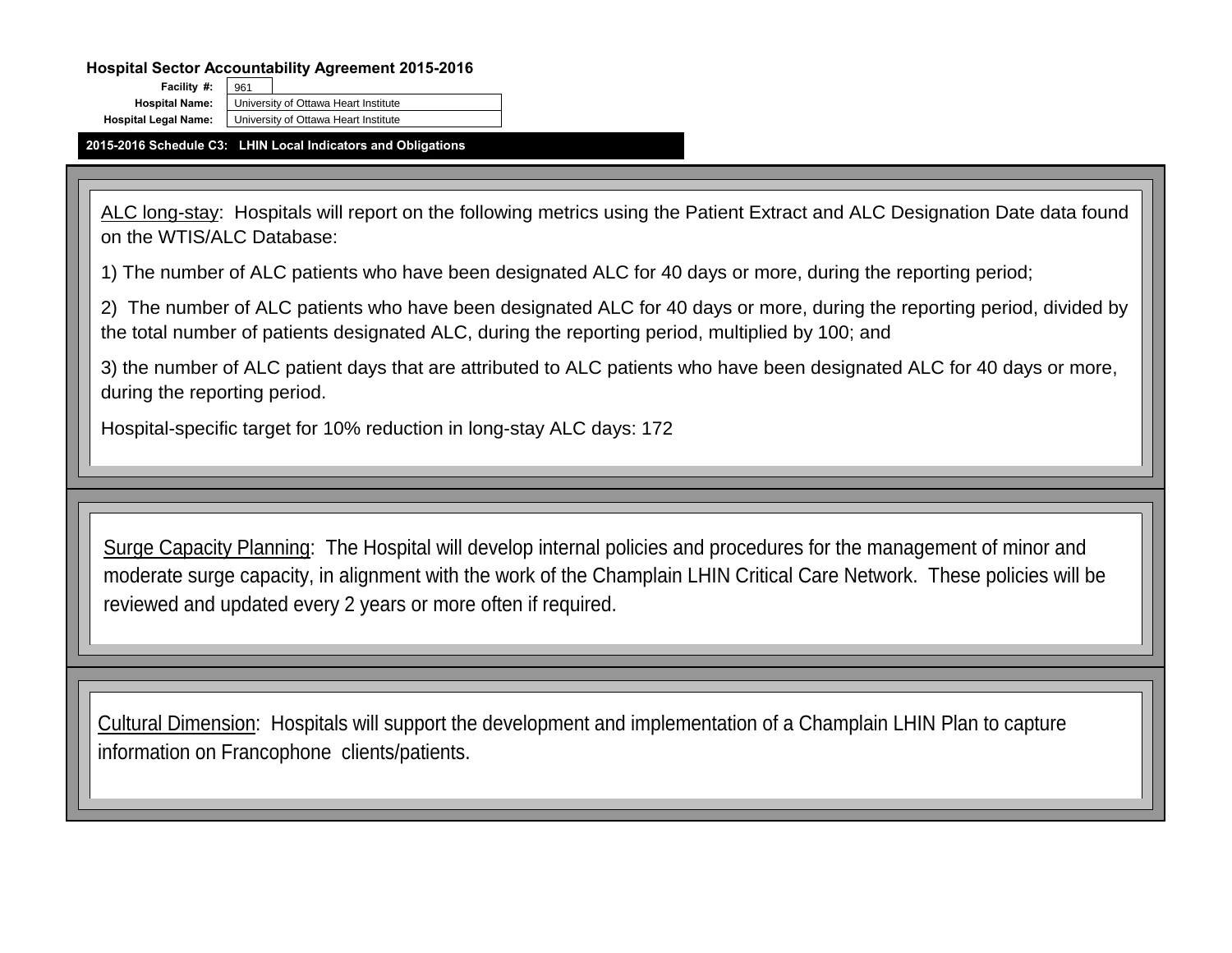**Hospital Sector Accountability Agreement 2015-2016**

| | |
|---|---|
| **Facility #:** | 961 |
| **Hospital Name:** | University of Ottawa Heart Institute |
| **Hospital Legal Name:** | University of Ottawa Heart Institute |

**2015-2016 Schedule C3: LHIN Local Indicators and Obligations**

ALC long-stay: Hospitals will report on the following metrics using the Patient Extract and ALC Designation Date data found on the WTIS/ALC Database:

1) The number of ALC patients who have been designated ALC for 40 days or more, during the reporting period;

2) The number of ALC patients who have been designated ALC for 40 days or more, during the reporting period, divided by the total number of patients designated ALC, during the reporting period, multiplied by 100; and

3) the number of ALC patient days that are attributed to ALC patients who have been designated ALC for 40 days or more, during the reporting period.

Hospital-specific target for 10% reduction in long-stay ALC days: 172

Surge Capacity Planning: The Hospital will develop internal policies and procedures for the management of minor and moderate surge capacity, in alignment with the work of the Champlain LHIN Critical Care Network. These policies will be reviewed and updated every 2 years or more often if required.

Cultural Dimension: Hospitals will support the development and implementation of a Champlain LHIN Plan to capture information on Francophone clients/patients.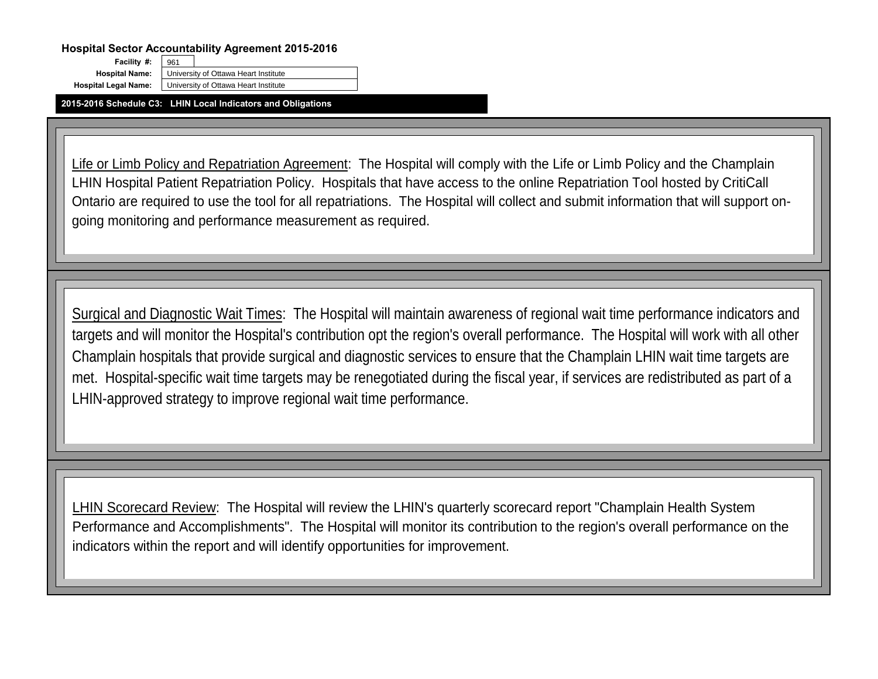**Hospital Sector Accountability Agreement 2015-2016**

| | |
|---|---|
| **Facility #:** | 961 |
| **Hospital Name:** | University of Ottawa Heart Institute |
| **Hospital Legal Name:** | University of Ottawa Heart Institute |

**2015-2016 Schedule C3: LHIN Local Indicators and Obligations**

<u>Life or Limb Policy and Repatriation Agreement</u>: The Hospital will comply with the Life or Limb Policy and the Champlain LHIN Hospital Patient Repatriation Policy. Hospitals that have access to the online Repatriation Tool hosted by CritiCall Ontario are required to use the tool for all repatriations. The Hospital will collect and submit information that will support on-going monitoring and performance measurement as required.

<u>Surgical and Diagnostic Wait Times</u>: The Hospital will maintain awareness of regional wait time performance indicators and targets and will monitor the Hospital's contribution opt the region's overall performance. The Hospital will work with all other Champlain hospitals that provide surgical and diagnostic services to ensure that the Champlain LHIN wait time targets are met. Hospital-specific wait time targets may be renegotiated during the fiscal year, if services are redistributed as part of a LHIN-approved strategy to improve regional wait time performance.

<u>LHIN Scorecard Review</u>: The Hospital will review the LHIN's quarterly scorecard report "Champlain Health System Performance and Accomplishments". The Hospital will monitor its contribution to the region's overall performance on the indicators within the report and will identify opportunities for improvement.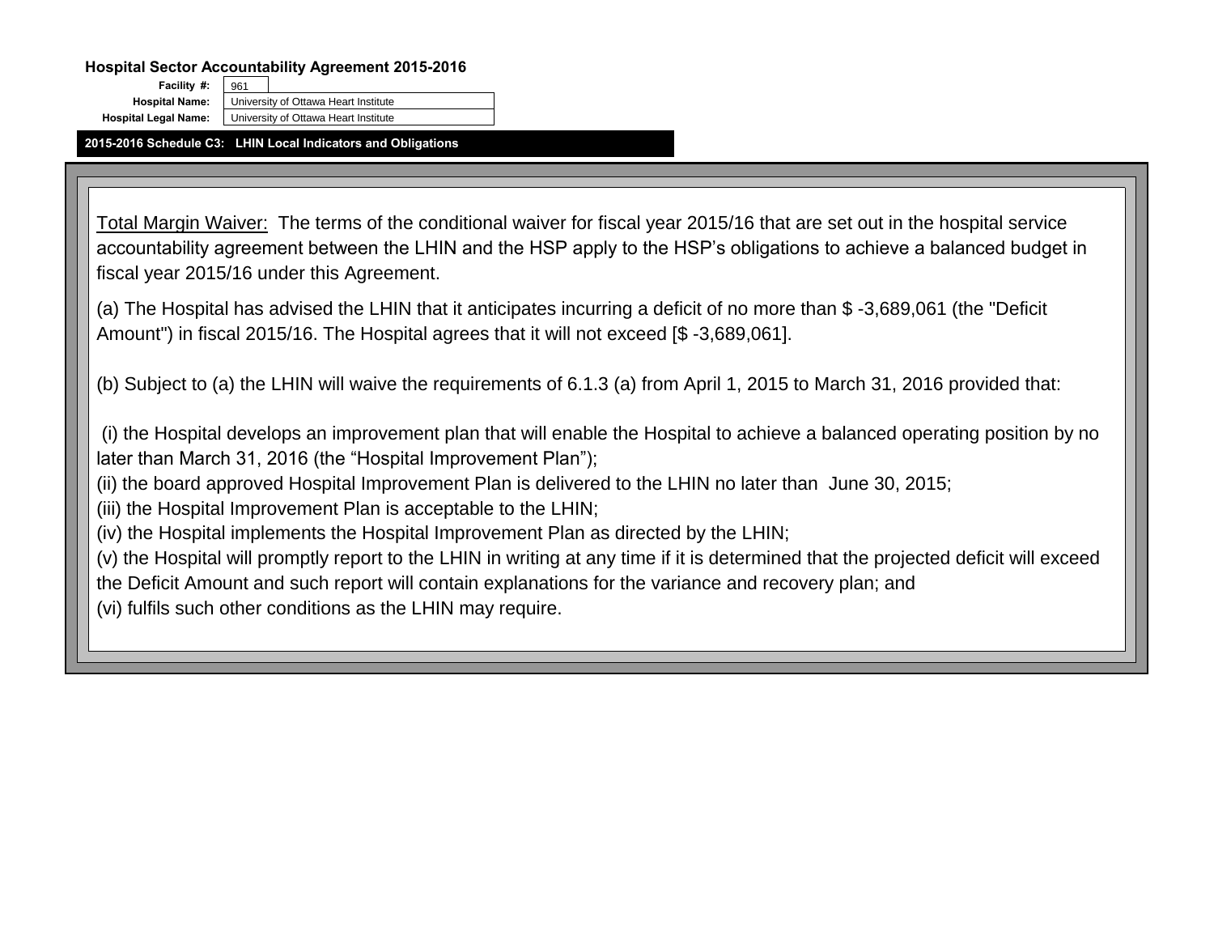**Hospital Sector Accountability Agreement 2015-2016**

| | |
|---|---|
| **Facility #:** | 961 |
| **Hospital Name:** | University of Ottawa Heart Institute |
| **Hospital Legal Name:** | University of Ottawa Heart Institute |

**2015-2016 Schedule C3: LHIN Local Indicators and Obligations**

<u>Total Margin Waiver:</u> The terms of the conditional waiver for fiscal year 2015/16 that are set out in the hospital service accountability agreement between the LHIN and the HSP apply to the HSP's obligations to achieve a balanced budget in fiscal year 2015/16 under this Agreement.

(a) The Hospital has advised the LHIN that it anticipates incurring a deficit of no more than $ -3,689,061 (the "Deficit Amount") in fiscal 2015/16. The Hospital agrees that it will not exceed [$ -3,689,061].

(b) Subject to (a) the LHIN will waive the requirements of 6.1.3 (a) from April 1, 2015 to March 31, 2016 provided that:

(i) the Hospital develops an improvement plan that will enable the Hospital to achieve a balanced operating position by no later than March 31, 2016 (the "Hospital Improvement Plan");
(ii) the board approved Hospital Improvement Plan is delivered to the LHIN no later than June 30, 2015;
(iii) the Hospital Improvement Plan is acceptable to the LHIN;
(iv) the Hospital implements the Hospital Improvement Plan as directed by the LHIN;
(v) the Hospital will promptly report to the LHIN in writing at any time if it is determined that the projected deficit will exceed the Deficit Amount and such report will contain explanations for the variance and recovery plan; and
(vi) fulfils such other conditions as the LHIN may require.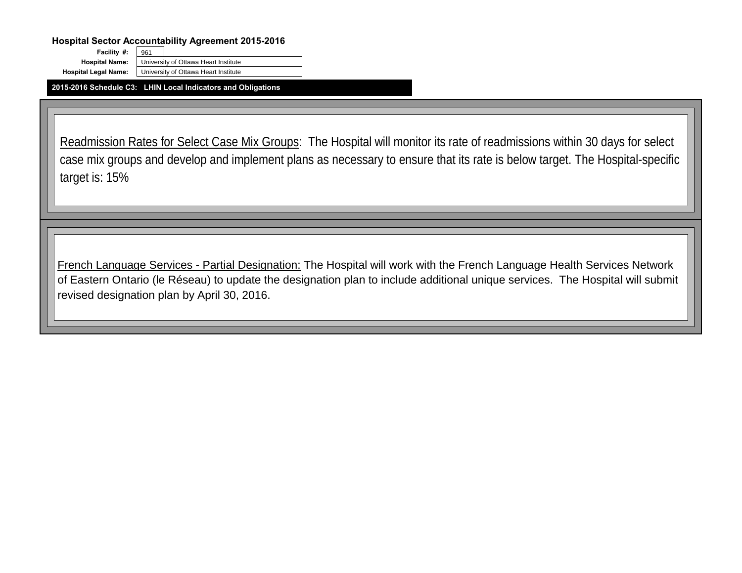**Hospital Sector Accountability Agreement 2015-2016**

| | |
|---|---|
| **Facility #:** | 961 |
| **Hospital Name:** | University of Ottawa Heart Institute |
| **Hospital Legal Name:** | University of Ottawa Heart Institute |

**2015-2016 Schedule C3: LHIN Local Indicators and Obligations**

Readmission Rates for Select Case Mix Groups: The Hospital will monitor its rate of readmissions within 30 days for select case mix groups and develop and implement plans as necessary to ensure that its rate is below target. The Hospital-specific target is: 15%

French Language Services - Partial Designation: The Hospital will work with the French Language Health Services Network of Eastern Ontario (le Réseau) to update the designation plan to include additional unique services. The Hospital will submit revised designation plan by April 30, 2016.